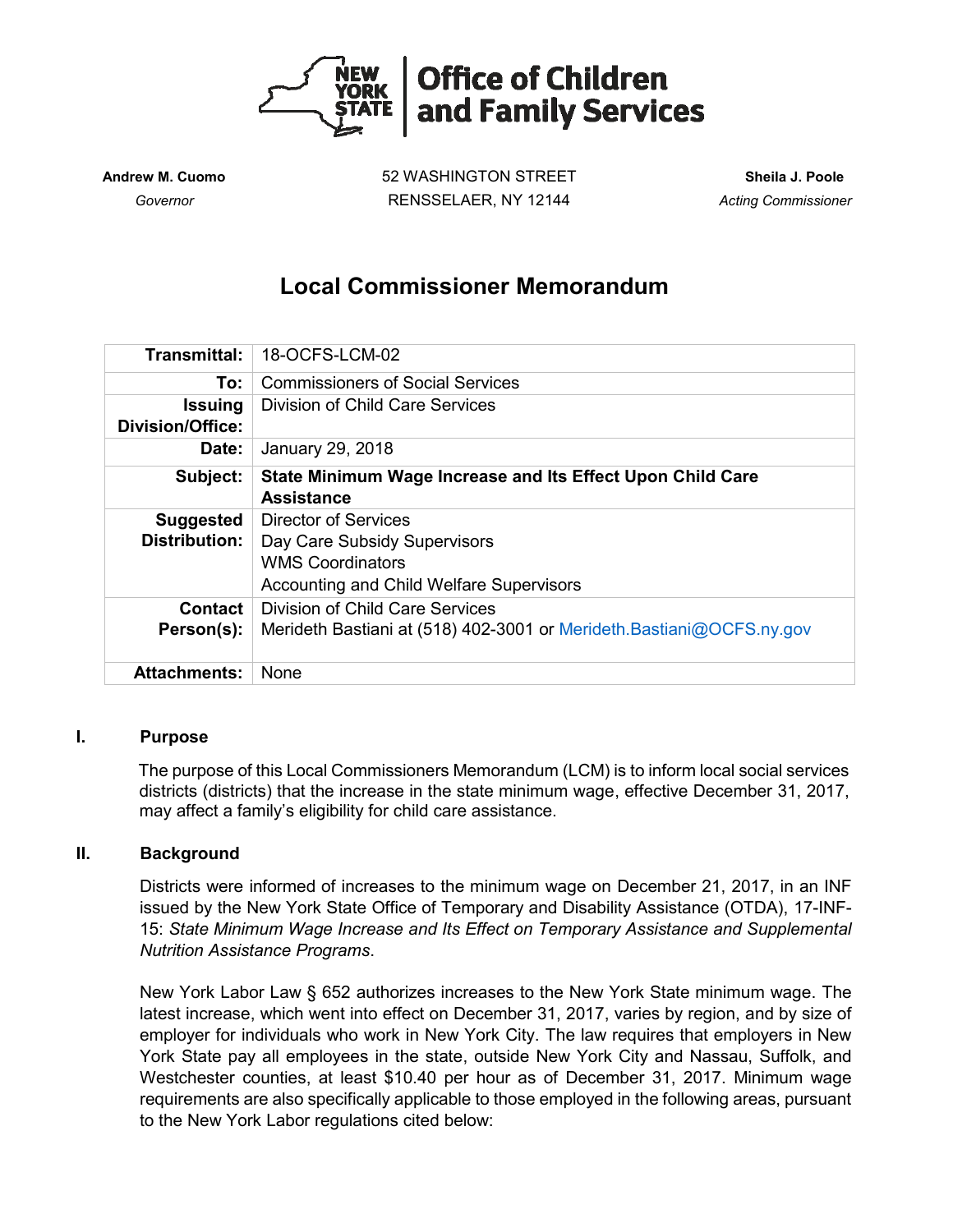**Office of Children and Family Services**

**Andrew M. Cuomo**
*Governor*

52 WASHINGTON STREET
RENSSELAER, NY 12144

**Sheila J. Poole**
*Acting Commissioner*

# Local Commissioner Memorandum

| | |
|---|---|
| **Transmittal:** | 18-OCFS-LCM-02 |
| **To:** | Commissioners of Social Services |
| **Issuing Division/Office:** | Division of Child Care Services |
| **Date:** | January 29, 2018 |
| **Subject:** | **State Minimum Wage Increase and Its Effect Upon Child Care Assistance** |
| **Suggested Distribution:** | Director of Services<br>Day Care Subsidy Supervisors<br>WMS Coordinators<br>Accounting and Child Welfare Supervisors |
| **Contact Person(s):** | Division of Child Care Services<br>Merideth Bastiani at (518) 402-3001 or Merideth.Bastiani@OCFS.ny.gov |
| **Attachments:** | None |

## I. Purpose

The purpose of this Local Commissioners Memorandum (LCM) is to inform local social services districts (districts) that the increase in the state minimum wage, effective December 31, 2017, may affect a family's eligibility for child care assistance.

## II. Background

Districts were informed of increases to the minimum wage on December 21, 2017, in an INF issued by the New York State Office of Temporary and Disability Assistance (OTDA), 17-INF-15: *State Minimum Wage Increase and Its Effect on Temporary Assistance and Supplemental Nutrition Assistance Programs*.

New York Labor Law § 652 authorizes increases to the New York State minimum wage. The latest increase, which went into effect on December 31, 2017, varies by region, and by size of employer for individuals who work in New York City. The law requires that employers in New York State pay all employees in the state, outside New York City and Nassau, Suffolk, and Westchester counties, at least $10.40 per hour as of December 31, 2017. Minimum wage requirements are also specifically applicable to those employed in the following areas, pursuant to the New York Labor regulations cited below: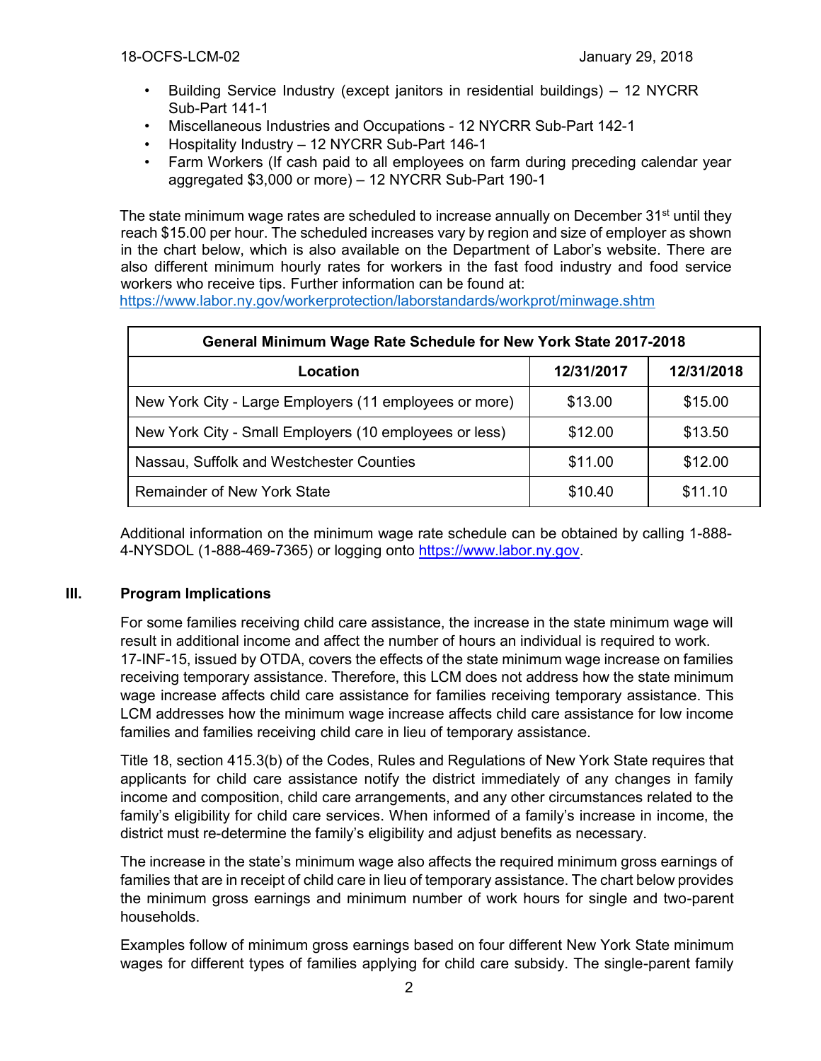- Building Service Industry (except janitors in residential buildings) – 12 NYCRR Sub-Part 141-1
- Miscellaneous Industries and Occupations - 12 NYCRR Sub-Part 142-1
- Hospitality Industry – 12 NYCRR Sub-Part 146-1
- Farm Workers (If cash paid to all employees on farm during preceding calendar year aggregated $3,000 or more) – 12 NYCRR Sub-Part 190-1

The state minimum wage rates are scheduled to increase annually on December 31st until they reach $15.00 per hour. The scheduled increases vary by region and size of employer as shown in the chart below, which is also available on the Department of Labor's website. There are also different minimum hourly rates for workers in the fast food industry and food service workers who receive tips. Further information can be found at: https://www.labor.ny.gov/workerprotection/laborstandards/workprot/minwage.shtm

| General Minimum Wage Rate Schedule for New York State 2017-2018 | | |
|---|---|---|
| **Location** | **12/31/2017** | **12/31/2018** |
| New York City - Large Employers (11 employees or more) | $13.00 | $15.00 |
| New York City - Small Employers (10 employees or less) | $12.00 | $13.50 |
| Nassau, Suffolk and Westchester Counties | $11.00 | $12.00 |
| Remainder of New York State | $10.40 | $11.10 |

Additional information on the minimum wage rate schedule can be obtained by calling 1-888-4-NYSDOL (1-888-469-7365) or logging onto https://www.labor.ny.gov.

## III. Program Implications

For some families receiving child care assistance, the increase in the state minimum wage will result in additional income and affect the number of hours an individual is required to work. 17-INF-15, issued by OTDA, covers the effects of the state minimum wage increase on families receiving temporary assistance. Therefore, this LCM does not address how the state minimum wage increase affects child care assistance for families receiving temporary assistance. This LCM addresses how the minimum wage increase affects child care assistance for low income families and families receiving child care in lieu of temporary assistance.

Title 18, section 415.3(b) of the Codes, Rules and Regulations of New York State requires that applicants for child care assistance notify the district immediately of any changes in family income and composition, child care arrangements, and any other circumstances related to the family's eligibility for child care services. When informed of a family's increase in income, the district must re-determine the family's eligibility and adjust benefits as necessary.

The increase in the state's minimum wage also affects the required minimum gross earnings of families that are in receipt of child care in lieu of temporary assistance. The chart below provides the minimum gross earnings and minimum number of work hours for single and two-parent households.

Examples follow of minimum gross earnings based on four different New York State minimum wages for different types of families applying for child care subsidy. The single-parent family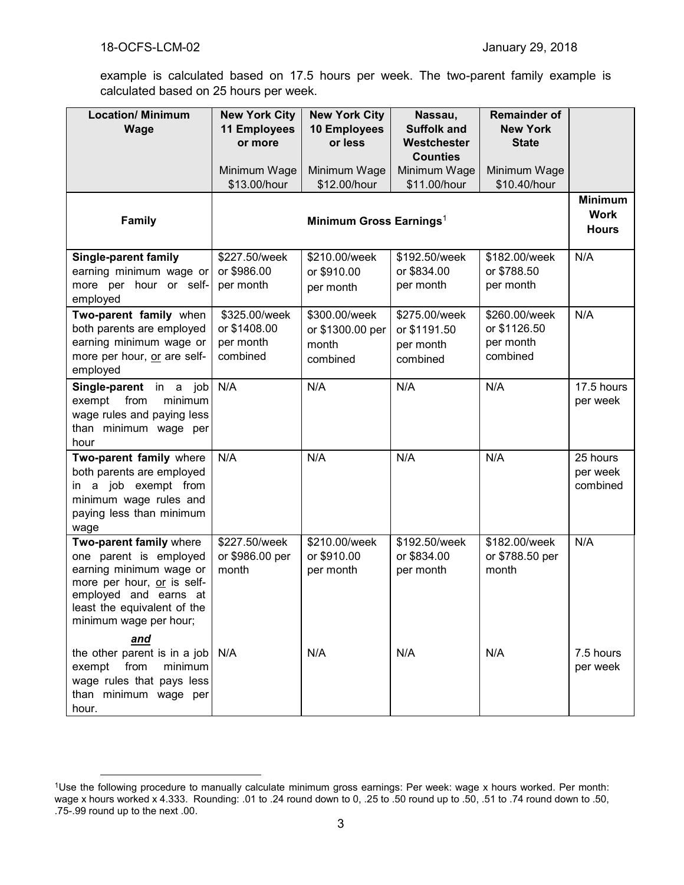example is calculated based on 17.5 hours per week. The two-parent family example is calculated based on 25 hours per week.

| **Location/ Minimum Wage** | **New York City 11 Employees or more**<br>Minimum Wage $13.00/hour | **New York City 10 Employees or less**<br>Minimum Wage $12.00/hour | **Nassau, Suffolk and Westchester Counties**<br>Minimum Wage $11.00/hour | **Remainder of New York State**<br>Minimum Wage $10.40/hour | |
|---|---|---|---|---|---|
| **Family** | **Minimum Gross Earnings**[1] | | | | **Minimum Work Hours** |
| **Single-parent family** earning minimum wage or more per hour or self-employed | $227.50/week or $986.00 per month | $210.00/week or $910.00 per month | $192.50/week or $834.00 per month | $182.00/week or $788.50 per month | N/A |
| **Two-parent family** when both parents are employed earning minimum wage or more per hour, <u>or</u> are self-employed | $325.00/week or $1408.00 per month combined | $300.00/week or $1300.00 per month combined | $275.00/week or $1191.50 per month combined | $260.00/week or $1126.50 per month combined | N/A |
| **Single-parent** in a job exempt from minimum wage rules and paying less than minimum wage per hour | N/A | N/A | N/A | N/A | 17.5 hours per week |
| **Two-parent family** where both parents are employed in a job exempt from minimum wage rules and paying less than minimum wage | N/A | N/A | N/A | N/A | 25 hours per week combined |
| **Two-parent family** where one parent is employed earning minimum wage or more per hour, <u>or</u> is self-employed and earns at least the equivalent of the minimum wage per hour; | $227.50/week or $986.00 per month | $210.00/week or $910.00 per month | $192.50/week or $834.00 per month | $182.00/week or $788.50 per month | N/A |
| ***<u>and</u>*** the other parent is in a job exempt from minimum wage rules that pays less than minimum wage per hour. | N/A | N/A | N/A | N/A | 7.5 hours per week |

[1] Use the following procedure to manually calculate minimum gross earnings: Per week: wage x hours worked. Per month: wage x hours worked x 4.333. Rounding: .01 to .24 round down to 0, .25 to .50 round up to .50, .51 to .74 round down to .50, .75-.99 round up to the next .00.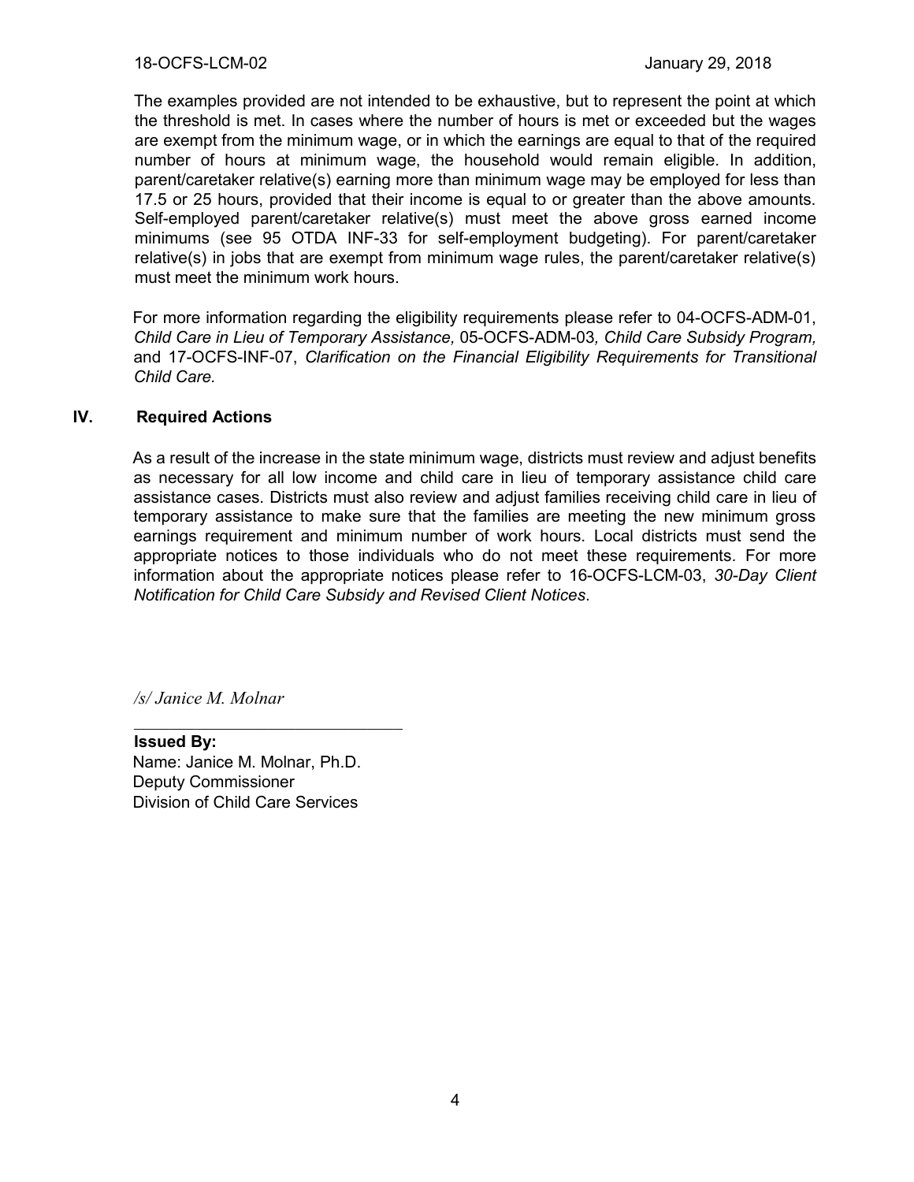The examples provided are not intended to be exhaustive, but to represent the point at which the threshold is met. In cases where the number of hours is met or exceeded but the wages are exempt from the minimum wage, or in which the earnings are equal to that of the required number of hours at minimum wage, the household would remain eligible. In addition, parent/caretaker relative(s) earning more than minimum wage may be employed for less than 17.5 or 25 hours, provided that their income is equal to or greater than the above amounts. Self-employed parent/caretaker relative(s) must meet the above gross earned income minimums (see 95 OTDA INF-33 for self-employment budgeting). For parent/caretaker relative(s) in jobs that are exempt from minimum wage rules, the parent/caretaker relative(s) must meet the minimum work hours.

For more information regarding the eligibility requirements please refer to 04-OCFS-ADM-01, *Child Care in Lieu of Temporary Assistance,* 05-OCFS-ADM-03*, Child Care Subsidy Program,* and 17-OCFS-INF-07, *Clarification on the Financial Eligibility Requirements for Transitional Child Care.*

## IV. Required Actions

As a result of the increase in the state minimum wage, districts must review and adjust benefits as necessary for all low income and child care in lieu of temporary assistance child care assistance cases. Districts must also review and adjust families receiving child care in lieu of temporary assistance to make sure that the families are meeting the new minimum gross earnings requirement and minimum number of work hours. Local districts must send the appropriate notices to those individuals who do not meet these requirements. For more information about the appropriate notices please refer to 16-OCFS-LCM-03, *30-Day Client Notification for Child Care Subsidy and Revised Client Notices*.

*/s/ Janice M. Molnar*

**Issued By:**
Name: Janice M. Molnar, Ph.D.
Deputy Commissioner
Division of Child Care Services